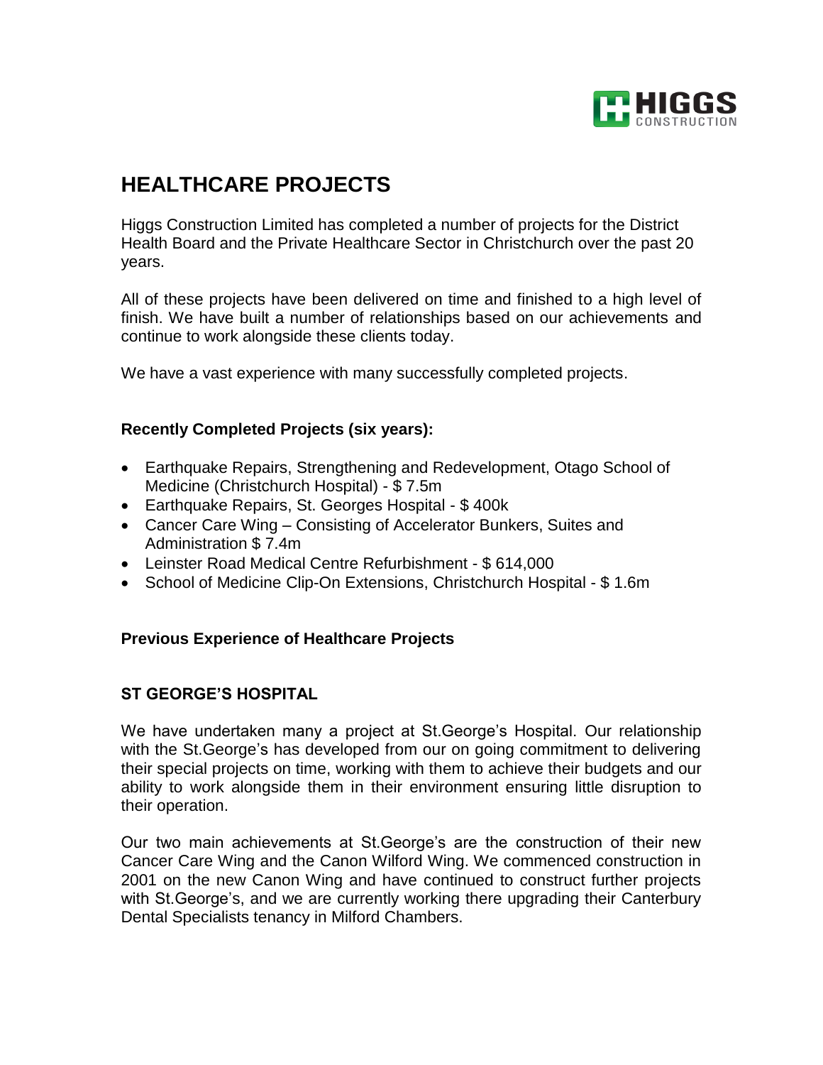# HEALTHCARE PROJECTS

Higgs Construction Limited has completed a number of projects for the District Health Board and the Private Healthcare Sector in Christchurch over the past 20 years.

All of these projects have been delivered on time and finished to a high level of finish. We have built a number of relationships based on our achievements and continue to work alongside these clients today.

We have a vast experience with many successfully completed projects.

**Recently Completed Projects (six years):**

- Earthquake Repairs, Strengthening and Redevelopment, Otago School of Medicine (Christchurch Hospital) - $ 7.5m
- Earthquake Repairs, St. Georges Hospital - $ 400k
- Cancer Care Wing – Consisting of Accelerator Bunkers, Suites and Administration $ 7.4m
- Leinster Road Medical Centre Refurbishment - $ 614,000
- School of Medicine Clip-On Extensions, Christchurch Hospital - $ 1.6m

**Previous Experience of Healthcare Projects**

**ST GEORGE'S HOSPITAL**

We have undertaken many a project at St.George's Hospital. Our relationship with the St.George's has developed from our on going commitment to delivering their special projects on time, working with them to achieve their budgets and our ability to work alongside them in their environment ensuring little disruption to their operation.

Our two main achievements at St.George's are the construction of their new Cancer Care Wing and the Canon Wilford Wing. We commenced construction in 2001 on the new Canon Wing and have continued to construct further projects with St.George's, and we are currently working there upgrading their Canterbury Dental Specialists tenancy in Milford Chambers.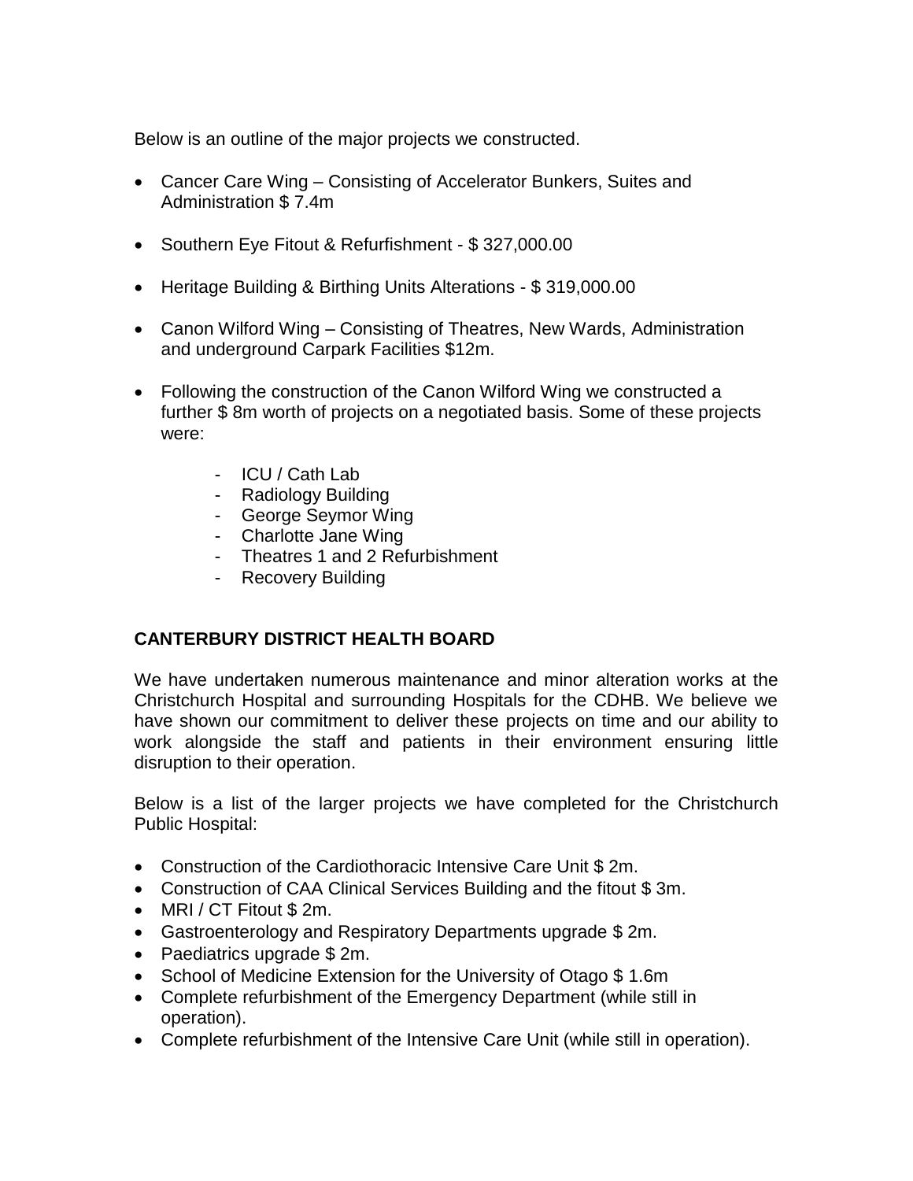Below is an outline of the major projects we constructed.

- Cancer Care Wing – Consisting of Accelerator Bunkers, Suites and Administration $ 7.4m

- Southern Eye Fitout & Refurfishment - $ 327,000.00

- Heritage Building & Birthing Units Alterations - $ 319,000.00

- Canon Wilford Wing – Consisting of Theatres, New Wards, Administration and underground Carpark Facilities $12m.

- Following the construction of the Canon Wilford Wing we constructed a further $ 8m worth of projects on a negotiated basis. Some of these projects were:

    - ICU / Cath Lab
    - Radiology Building
    - George Seymor Wing
    - Charlotte Jane Wing
    - Theatres 1 and 2 Refurbishment
    - Recovery Building

**CANTERBURY DISTRICT HEALTH BOARD**

We have undertaken numerous maintenance and minor alteration works at the Christchurch Hospital and surrounding Hospitals for the CDHB. We believe we have shown our commitment to deliver these projects on time and our ability to work alongside the staff and patients in their environment ensuring little disruption to their operation.

Below is a list of the larger projects we have completed for the Christchurch Public Hospital:

- Construction of the Cardiothoracic Intensive Care Unit $ 2m.
- Construction of CAA Clinical Services Building and the fitout $ 3m.
- MRI / CT Fitout $ 2m.
- Gastroenterology and Respiratory Departments upgrade $ 2m.
- Paediatrics upgrade $ 2m.
- School of Medicine Extension for the University of Otago $ 1.6m
- Complete refurbishment of the Emergency Department (while still in operation).
- Complete refurbishment of the Intensive Care Unit (while still in operation).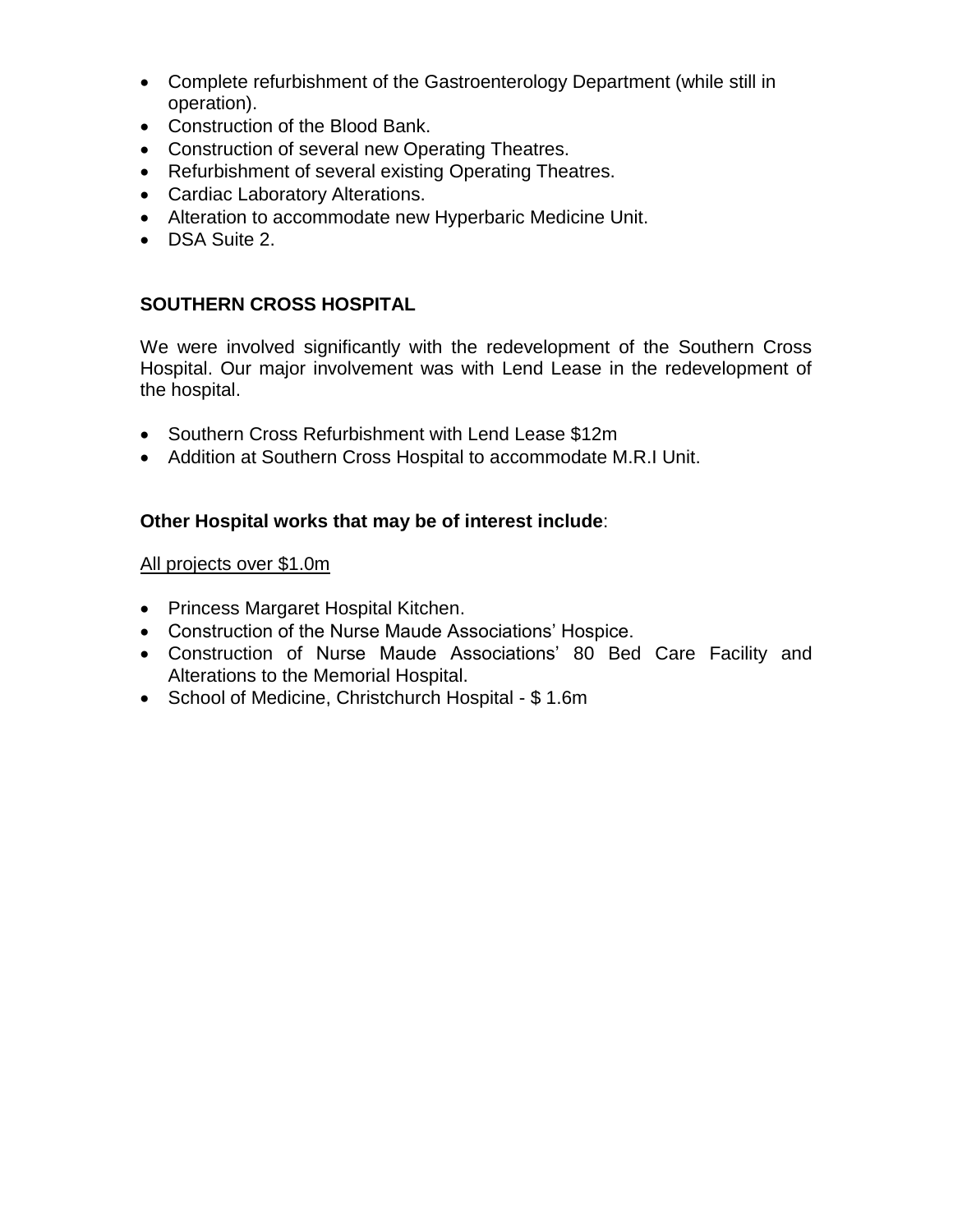- Complete refurbishment of the Gastroenterology Department (while still in operation).
- Construction of the Blood Bank.
- Construction of several new Operating Theatres.
- Refurbishment of several existing Operating Theatres.
- Cardiac Laboratory Alterations.
- Alteration to accommodate new Hyperbaric Medicine Unit.
- DSA Suite 2.

## SOUTHERN CROSS HOSPITAL

We were involved significantly with the redevelopment of the Southern Cross Hospital. Our major involvement was with Lend Lease in the redevelopment of the hospital.

- Southern Cross Refurbishment with Lend Lease $12m
- Addition at Southern Cross Hospital to accommodate M.R.I Unit.

**Other Hospital works that may be of interest include**:

<u>All projects over $1.0m</u>

- Princess Margaret Hospital Kitchen.
- Construction of the Nurse Maude Associations' Hospice.
- Construction of Nurse Maude Associations' 80 Bed Care Facility and Alterations to the Memorial Hospital.
- School of Medicine, Christchurch Hospital - $ 1.6m